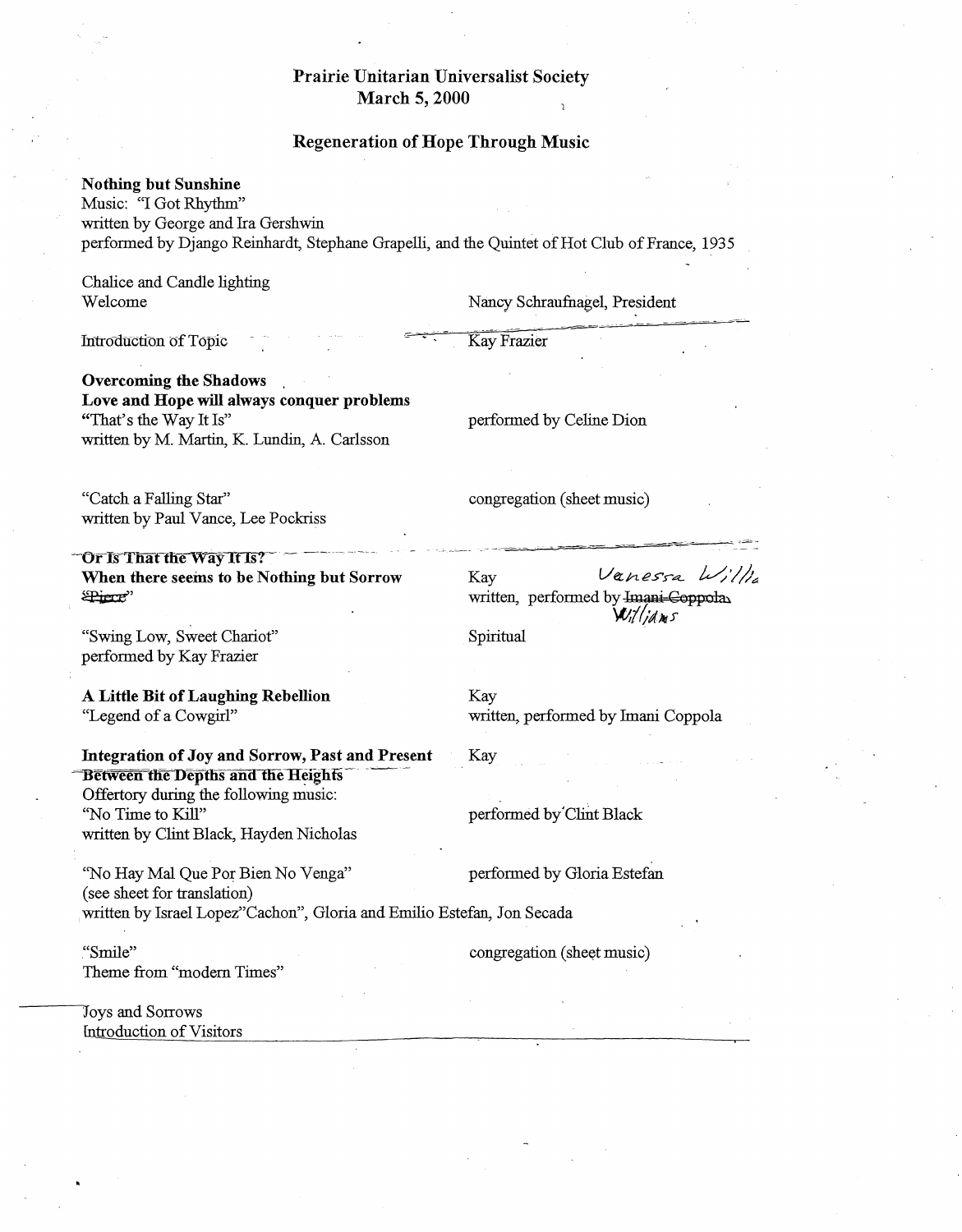**Prairie Unitarian Universalist Society**
**March 5, 2000**

**Regeneration of Hope Through Music**

**Nothing but Sunshine**
Music: "I Got Rhythm"
written by George and Ira Gershwin
performed by Django Reinhardt, Stephane Grapelli, and the Quintet of Hot Club of France, 1935

Chalice and Candle lighting
Welcome — Nancy Schraufnagel, President

Introduction of Topic — Kay Frazier

**Overcoming the Shadows**
**Love and Hope will always conquer problems**
"That's the Way It Is" — performed by Celine Dion
written by M. Martin, K. Lundin, A. Carlsson

"Catch a Falling Star" — congregation (sheet music)
written by Paul Vance, Lee Pockriss

~~**Or Is That the Way It Is?**~~
**When there seems to be Nothing but Sorrow** — Kay
~~"Pierce"~~ — written, performed by ~~Imani Coppola~~ Vanessa Williams

"Swing Low, Sweet Chariot" — Spiritual
performed by Kay Frazier

**A Little Bit of Laughing Rebellion** — Kay
"Legend of a Cowgirl" — written, performed by Imani Coppola

**Integration of Joy and Sorrow, Past and Present** — Kay
~~**Between the Depths and the Heights**~~
Offertory during the following music:
"No Time to Kill" — performed by Clint Black
written by Clint Black, Hayden Nicholas

"No Hay Mal Que Por Bien No Venga" — performed by Gloria Estefan
(see sheet for translation)
written by Israel Lopez"Cachon", Gloria and Emilio Estefan, Jon Secada

"Smile" — congregation (sheet music)
Theme from "modern Times"

Joys and Sorrows
Introduction of Visitors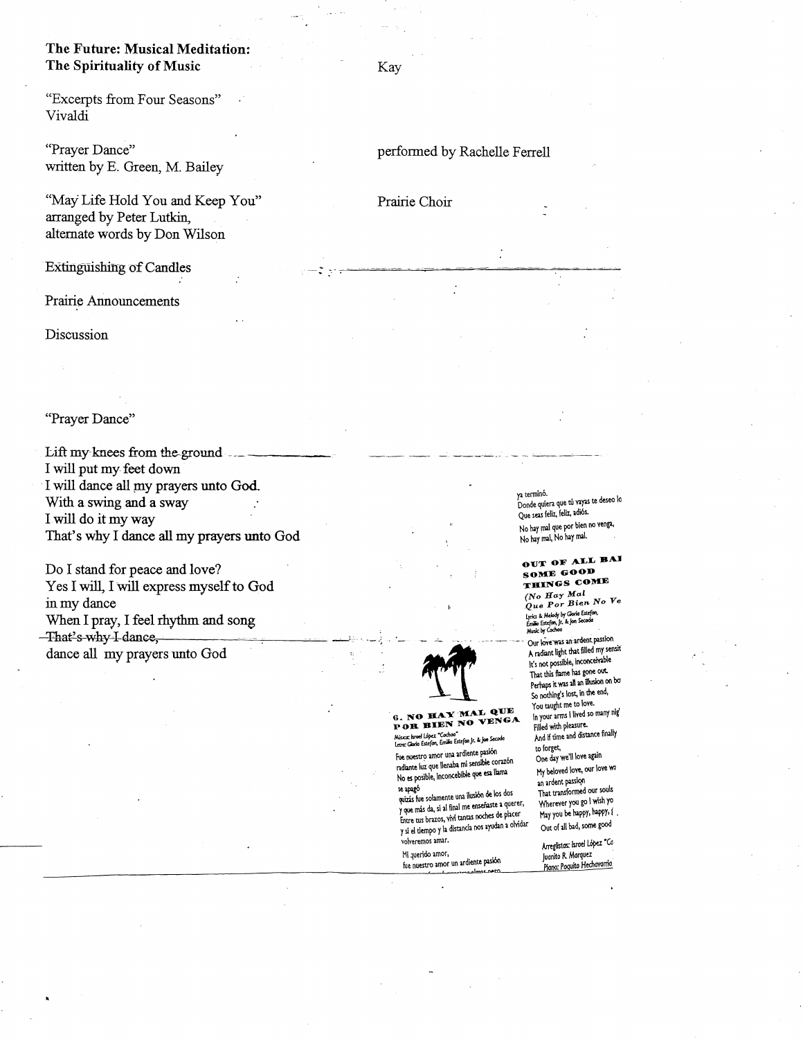**The Future: Musical Meditation:**
**The Spirituality of Music** — Kay

"Excerpts from Four Seasons"
Vivaldi

"Prayer Dance" — performed by Rachelle Ferrell
written by E. Green, M. Bailey

"May Life Hold You and Keep You" — Prairie Choir
arranged by Peter Lutkin,
alternate words by Don Wilson

Extinguishing of Candles

Prairie Announcements

Discussion

"Prayer Dance"

~~Lift my knees from the ground~~
I will put my feet down
I will dance all my prayers unto God.
With a swing and a sway
I will do it my way
That's why I dance all my prayers unto God

Do I stand for peace and love?
Yes I will, I will express myself to God
in my dance
When I pray, I feel rhythm and song
~~That's why I dance,~~
dance all my prayers unto God

ya terminó.
Donde quiera que tú vayas te deseo lo
Que seas feliz, feliz, adiós.
No hay mal que por bien no venga,
No hay mal, No hay mal.

**6. NO HAY MAL QUE POR BIEN NO VENGA**

Música: Isroel López "Cachao"
Letra: Gloria Estefan, Emilio Estefan Jr. & Jon Secada

Fue nuestro amor una ardiente pasión
radiante luz que llenaba mi sensible corazón
No es posible, inconcebible que esa llama
se apagó
quizás fue solamente una ilusión de los dos
y que más da, si al final me enseñaste a querer,
Entre tus brazos, viví tantas noches de placer
y si el tiempo y la distancia nos ayudan a olvidar
volveremos amar.
Mi querido amor,
fue nuestro amor un ardiente pasión

**OUT OF ALL BAI SOME GOOD THINGS COME**
*(No Hay Mal Que Por Bien No Ve*

Lyrics & Melody by Gloria Estefan, Emilio Estefan, Jr. & Jon Secada
Music by Cachao

Our love was an ardent passion
A radiant light that filled my sensit
It's not possible, inconceivable
That this flame has gone out.
Perhaps it was all an illusion on bo
So nothing's lost, in the end,
You taught me to love.
In your arms I lived so many nig
Filled with pleasure.
And if time and distance finally
to forget,
One day we'll love again
My beloved love, our love wa
an ardent passion
That transformed our souls
Wherever you go I wish yo
May you be happy, happy, f
Out of all bad, some good

Arreglistas: Isroel López "Ca
Juanito R. Marquez
Piano: Paquito Hechavarría